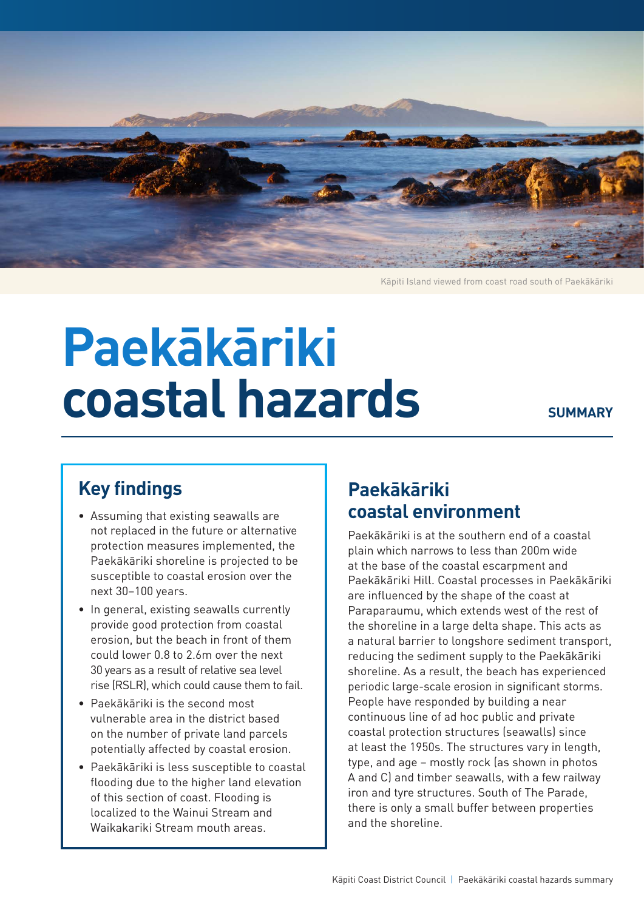Kāpiti Island viewed from coast road south of Paekākāriki

# Paekākāriki coastal hazards

**SUMMARY**

## Key findings

- Assuming that existing seawalls are not replaced in the future or alternative protection measures implemented, the Paekākāriki shoreline is projected to be susceptible to coastal erosion over the next 30–100 years.
- In general, existing seawalls currently provide good protection from coastal erosion, but the beach in front of them could lower 0.8 to 2.6m over the next 30 years as a result of relative sea level rise (RSLR), which could cause them to fail.
- Paekākāriki is the second most vulnerable area in the district based on the number of private land parcels potentially affected by coastal erosion.
- Paekākāriki is less susceptible to coastal flooding due to the higher land elevation of this section of coast. Flooding is localized to the Wainui Stream and Waikakariki Stream mouth areas.

## Paekākāriki coastal environment

Paekākāriki is at the southern end of a coastal plain which narrows to less than 200m wide at the base of the coastal escarpment and Paekākāriki Hill. Coastal processes in Paekākāriki are influenced by the shape of the coast at Paraparaumu, which extends west of the rest of the shoreline in a large delta shape. This acts as a natural barrier to longshore sediment transport, reducing the sediment supply to the Paekākāriki shoreline. As a result, the beach has experienced periodic large-scale erosion in significant storms. People have responded by building a near continuous line of ad hoc public and private coastal protection structures (seawalls) since at least the 1950s. The structures vary in length, type, and age – mostly rock (as shown in photos A and C) and timber seawalls, with a few railway iron and tyre structures. South of The Parade, there is only a small buffer between properties and the shoreline.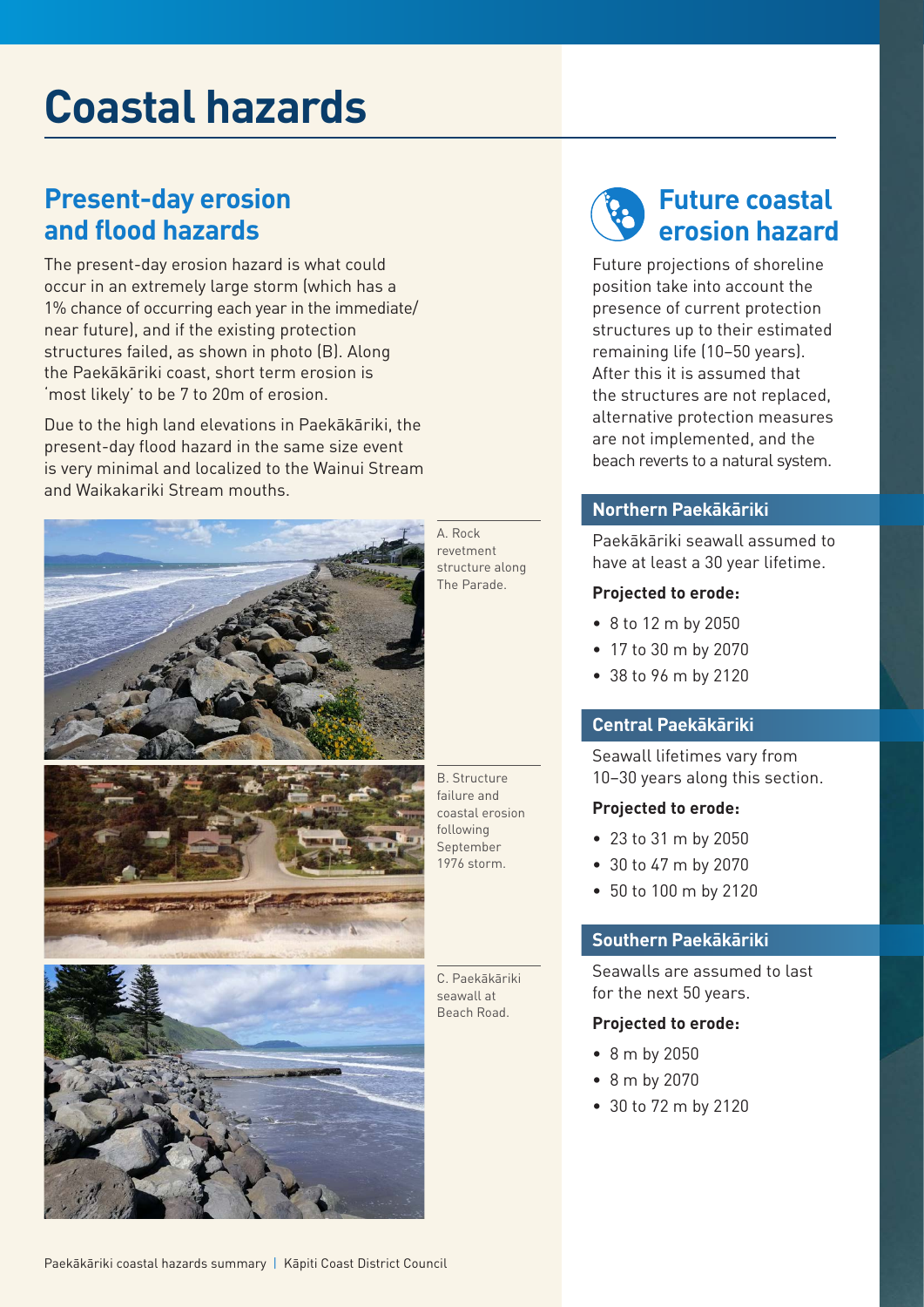# Coastal hazards

## Present-day erosion and flood hazards

The present-day erosion hazard is what could occur in an extremely large storm (which has a 1% chance of occurring each year in the immediate/near future), and if the existing protection structures failed, as shown in photo (B). Along the Paekākāriki coast, short term erosion is 'most likely' to be 7 to 20m of erosion.

Due to the high land elevations in Paekākāriki, the present-day flood hazard in the same size event is very minimal and localized to the Wainui Stream and Waikakariki Stream mouths.

A. Rock revetment structure along The Parade.

B. Structure failure and coastal erosion following September 1976 storm.

C. Paekākāriki seawall at Beach Road.

## Future coastal erosion hazard

Future projections of shoreline position take into account the presence of current protection structures up to their estimated remaining life (10–50 years). After this it is assumed that the structures are not replaced, alternative protection measures are not implemented, and the beach reverts to a natural system.

### Northern Paekākāriki

Paekākāriki seawall assumed to have at least a 30 year lifetime.

**Projected to erode:**

- 8 to 12 m by 2050
- 17 to 30 m by 2070
- 38 to 96 m by 2120

### Central Paekākāriki

Seawall lifetimes vary from 10–30 years along this section.

**Projected to erode:**

- 23 to 31 m by 2050
- 30 to 47 m by 2070
- 50 to 100 m by 2120

### Southern Paekākāriki

Seawalls are assumed to last for the next 50 years.

**Projected to erode:**

- 8 m by 2050
- 8 m by 2070
- 30 to 72 m by 2120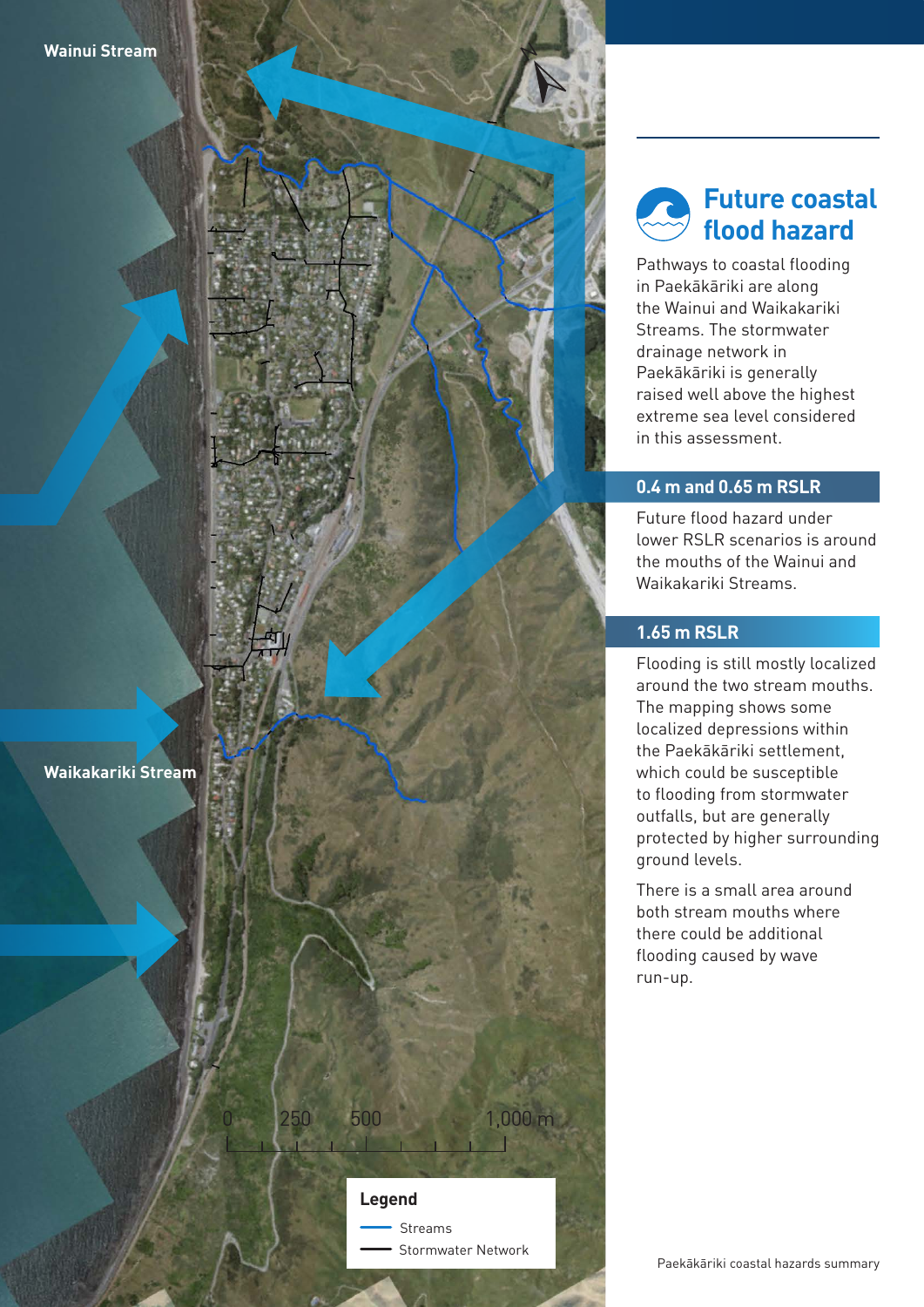## Future coastal flood hazard

Pathways to coastal flooding in Paekākāriki are along the Wainui and Waikakariki Streams. The stormwater drainage network in Paekākāriki is generally raised well above the highest extreme sea level considered in this assessment.

### 0.4 m and 0.65 m RSLR

Future flood hazard under lower RSLR scenarios is around the mouths of the Wainui and Waikakariki Streams.

### 1.65 m RSLR

Flooding is still mostly localized around the two stream mouths. The mapping shows some localized depressions within the Paekākāriki settlement, which could be susceptible to flooding from stormwater outfalls, but are generally protected by higher surrounding ground levels.

There is a small area around both stream mouths where there could be additional flooding caused by wave run-up.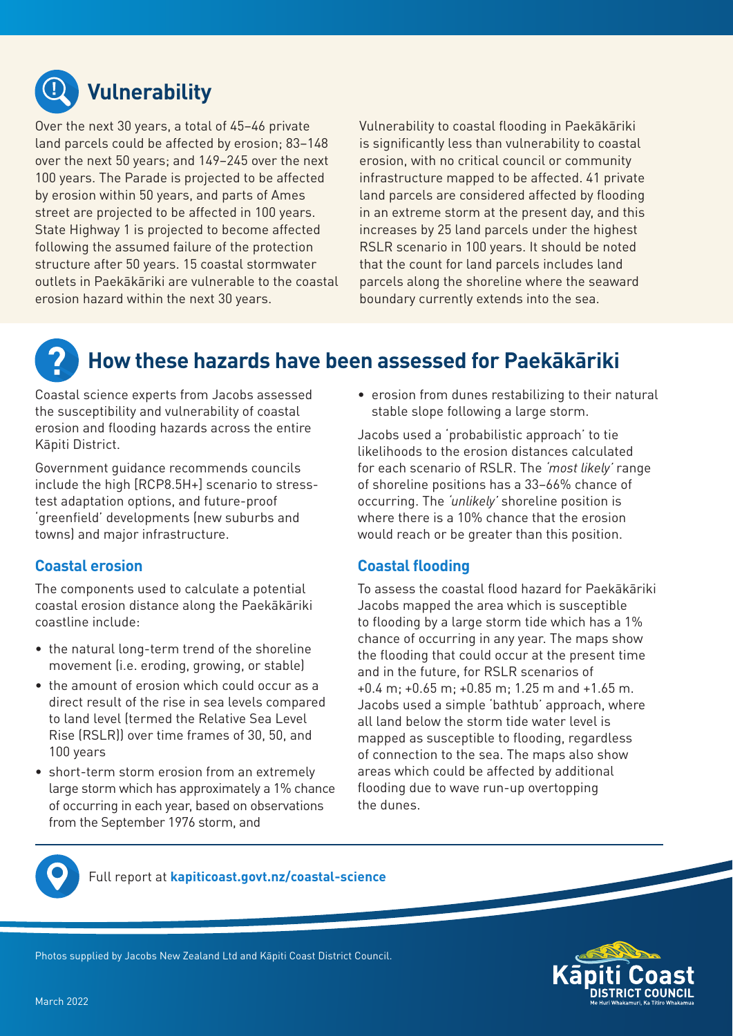## Vulnerability

Over the next 30 years, a total of 45–46 private land parcels could be affected by erosion; 83–148 over the next 50 years; and 149–245 over the next 100 years. The Parade is projected to be affected by erosion within 50 years, and parts of Ames street are projected to be affected in 100 years. State Highway 1 is projected to become affected following the assumed failure of the protection structure after 50 years. 15 coastal stormwater outlets in Paekākāriki are vulnerable to the coastal erosion hazard within the next 30 years.

Vulnerability to coastal flooding in Paekākāriki is significantly less than vulnerability to coastal erosion, with no critical council or community infrastructure mapped to be affected. 41 private land parcels are considered affected by flooding in an extreme storm at the present day, and this increases by 25 land parcels under the highest RSLR scenario in 100 years. It should be noted that the count for land parcels includes land parcels along the shoreline where the seaward boundary currently extends into the sea.

## How these hazards have been assessed for Paekākāriki

Coastal science experts from Jacobs assessed the susceptibility and vulnerability of coastal erosion and flooding hazards across the entire Kāpiti District.

Government guidance recommends councils include the high [RCP8.5H+] scenario to stress-test adaptation options, and future-proof 'greenfield' developments (new suburbs and towns) and major infrastructure.

### Coastal erosion

The components used to calculate a potential coastal erosion distance along the Paekākāriki coastline include:

- the natural long-term trend of the shoreline movement (i.e. eroding, growing, or stable)
- the amount of erosion which could occur as a direct result of the rise in sea levels compared to land level (termed the Relative Sea Level Rise (RSLR)) over time frames of 30, 50, and 100 years
- short-term storm erosion from an extremely large storm which has approximately a 1% chance of occurring in each year, based on observations from the September 1976 storm, and
- erosion from dunes restabilizing to their natural stable slope following a large storm.

Jacobs used a 'probabilistic approach' to tie likelihoods to the erosion distances calculated for each scenario of RSLR. The *'most likely'* range of shoreline positions has a 33–66% chance of occurring. The *'unlikely'* shoreline position is where there is a 10% chance that the erosion would reach or be greater than this position.

### Coastal flooding

To assess the coastal flood hazard for Paekākāriki Jacobs mapped the area which is susceptible to flooding by a large storm tide which has a 1% chance of occurring in any year. The maps show the flooding that could occur at the present time and in the future, for RSLR scenarios of +0.4 m; +0.65 m; +0.85 m; 1.25 m and +1.65 m. Jacobs used a simple 'bathtub' approach, where all land below the storm tide water level is mapped as susceptible to flooding, regardless of connection to the sea. The maps also show areas which could be affected by additional flooding due to wave run-up overtopping the dunes.

Full report at **kapiticoast.govt.nz/coastal-science**

Photos supplied by Jacobs New Zealand Ltd and Kāpiti Coast District Council.

March 2022

Kāpiti Coast DISTRICT COUNCIL
Me Huri Whakamuri, Ka Titiro Whakamua